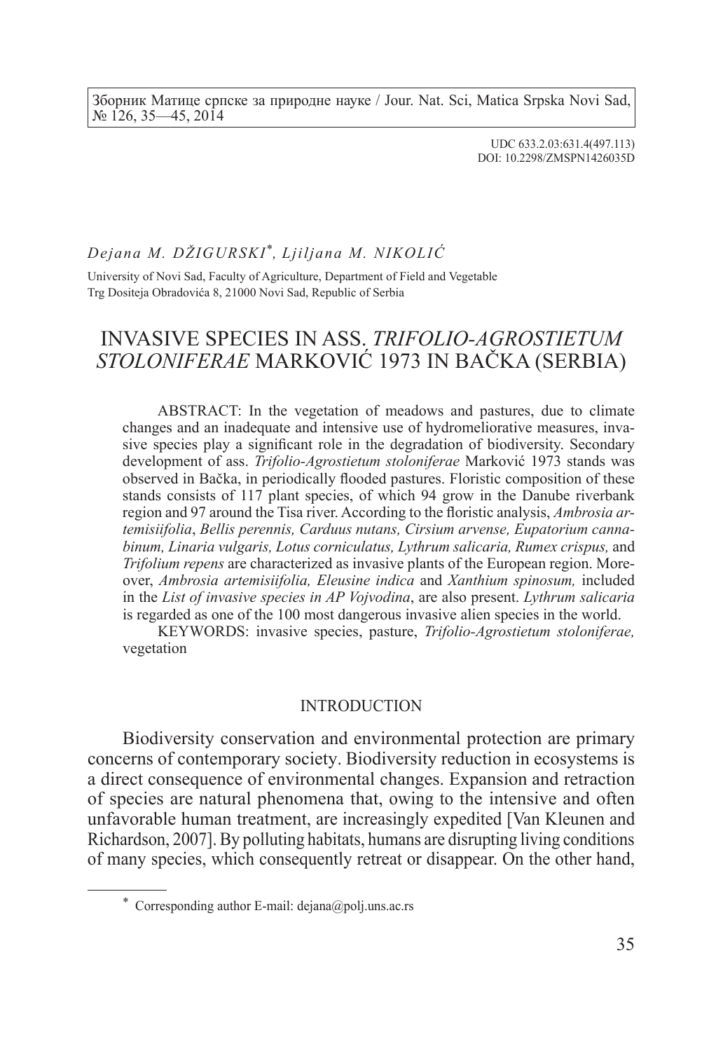UDC 633.2.03:631.4(497.113)
DOI: 10.2298/ZMSPN1426035D

*Dejana M. DŽIGURSKI*\*, *Ljiljana M. NIKOLIĆ*

University of Novi Sad, Faculty of Agriculture, Department of Field and Vegetable
Trg Dositeja Obradovića 8, 21000 Novi Sad, Republic of Serbia

# INVASIVE SPECIES IN ASS. *TRIFOLIO-AGROSTIETUM STOLONIFERAE* MARKOVIĆ 1973 IN BAČKA (SERBIA)

ABSTRACT: In the vegetation of meadows and pastures, due to climate changes and an inadequate and intensive use of hydromeliorative measures, invasive species play a significant role in the degradation of biodiversity. Secondary development of ass. *Trifolio-Agrostietum stoloniferae* Marković 1973 stands was observed in Bačka, in periodically flooded pastures. Floristic composition of these stands consists of 117 plant species, of which 94 grow in the Danube riverbank region and 97 around the Tisa river. According to the floristic analysis, *Ambrosia artemisiifolia*, *Bellis perennis, Carduus nutans, Cirsium arvense, Eupatorium cannabinum, Linaria vulgaris, Lotus corniculatus, Lythrum salicaria, Rumex crispus,* and *Trifolium repens* are characterized as invasive plants of the European region. Moreover, *Ambrosia artemisiifolia, Eleusine indica* and *Xanthium spinosum,* included in the *List of invasive species in AP Vojvodina*, are also present. *Lythrum salicaria* is regarded as one of the 100 most dangerous invasive alien species in the world.

KEYWORDS: invasive species, pasture, *Trifolio-Agrostietum stoloniferae,* vegetation

## INTRODUCTION

Biodiversity conservation and environmental protection are primary concerns of contemporary society. Biodiversity reduction in ecosystems is a direct consequence of environmental changes. Expansion and retraction of species are natural phenomena that, owing to the intensive and often unfavorable human treatment, are increasingly expedited [Van Kleunen and Richardson, 2007]. By polluting habitats, humans are disrupting living conditions of many species, which consequently retreat or disappear. On the other hand,

\* Corresponding author E-mail: dejana@polj.uns.ac.rs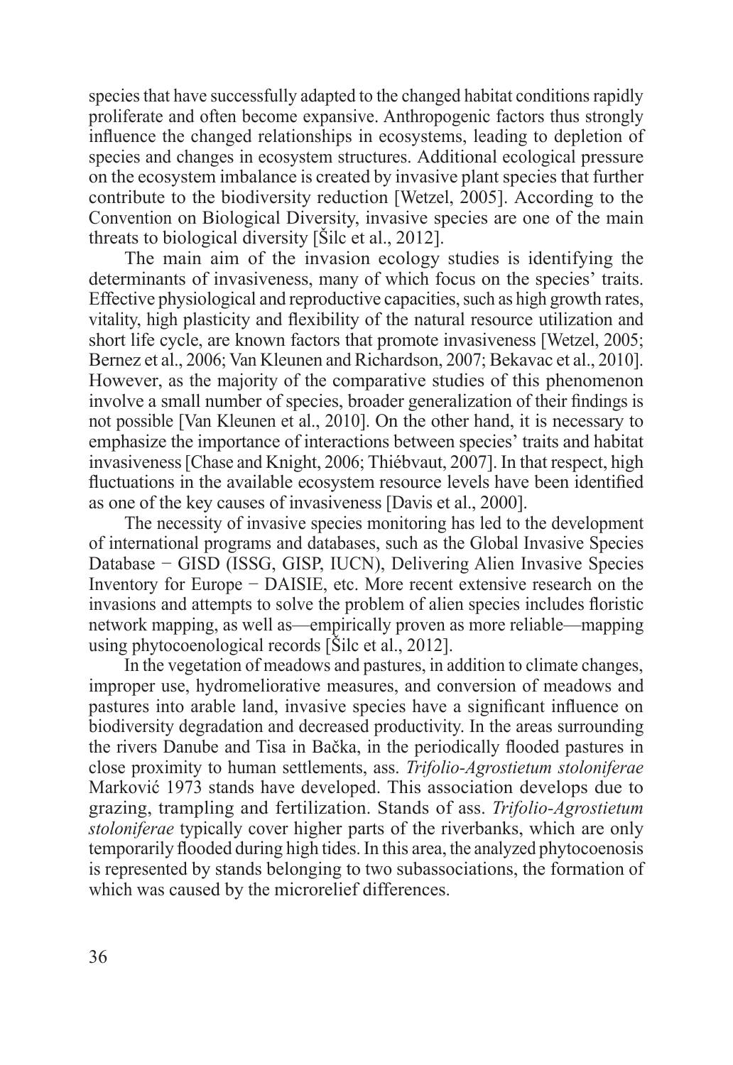species that have successfully adapted to the changed habitat conditions rapidly proliferate and often become expansive. Anthropogenic factors thus strongly influence the changed relationships in ecosystems, leading to depletion of species and changes in ecosystem structures. Additional ecological pressure on the ecosystem imbalance is created by invasive plant species that further contribute to the biodiversity reduction [Wetzel, 2005]. According to the Convention on Biological Diversity, invasive species are one of the main threats to biological diversity [Šilc et al., 2012].

The main aim of the invasion ecology studies is identifying the determinants of invasiveness, many of which focus on the species' traits. Effective physiological and reproductive capacities, such as high growth rates, vitality, high plasticity and flexibility of the natural resource utilization and short life cycle, are known factors that promote invasiveness [Wetzel, 2005; Bernez et al., 2006; Van Kleunen and Richardson, 2007; Bekavac et al., 2010]. However, as the majority of the comparative studies of this phenomenon involve a small number of species, broader generalization of their findings is not possible [Van Kleunen et al., 2010]. On the other hand, it is necessary to emphasize the importance of interactions between species' traits and habitat invasiveness [Chase and Knight, 2006; Thiébvaut, 2007]. In that respect, high fluctuations in the available ecosystem resource levels have been identified as one of the key causes of invasiveness [Davis et al., 2000].

The necessity of invasive species monitoring has led to the development of international programs and databases, such as the Global Invasive Species Database − GISD (ISSG, GISP, IUCN), Delivering Alien Invasive Species Inventory for Europe − DAISIE, etc. More recent extensive research on the invasions and attempts to solve the problem of alien species includes floristic network mapping, as well as—empirically proven as more reliable—mapping using phytocoenological records [Šilc et al., 2012].

In the vegetation of meadows and pastures, in addition to climate changes, improper use, hydromeliorative measures, and conversion of meadows and pastures into arable land, invasive species have a significant influence on biodiversity degradation and decreased productivity. In the areas surrounding the rivers Danube and Tisa in Bačka, in the periodically flooded pastures in close proximity to human settlements, ass. *Trifolio-Agrostietum stoloniferae* Marković 1973 stands have developed. This association develops due to grazing, trampling and fertilization. Stands of ass. *Trifolio-Agrostietum stoloniferae* typically cover higher parts of the riverbanks, which are only temporarily flooded during high tides. In this area, the analyzed phytocoenosis is represented by stands belonging to two subassociations, the formation of which was caused by the microrelief differences.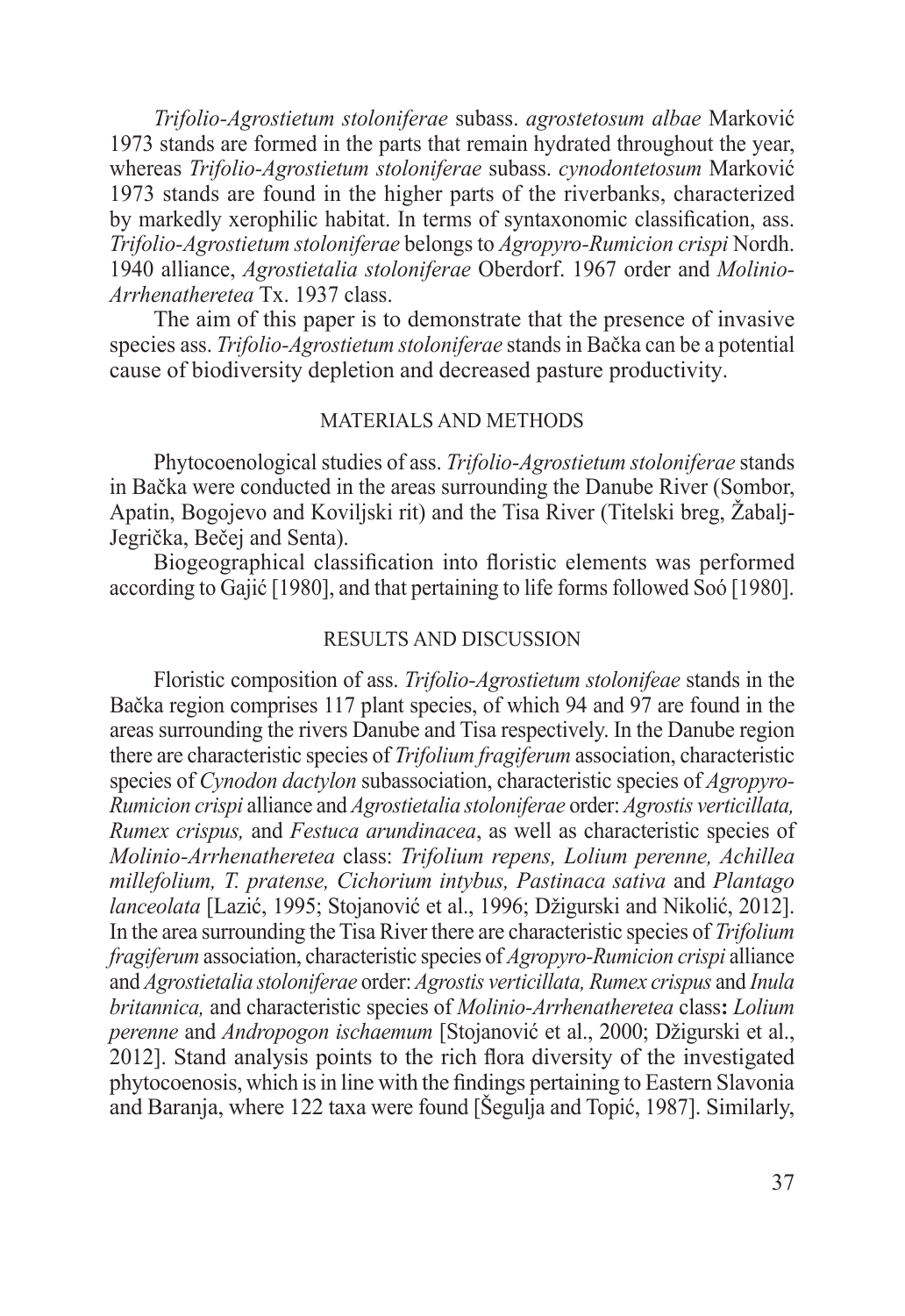*Trifolio-Agrostietum stoloniferae* subass. *agrostetosum albae* Marković 1973 stands are formed in the parts that remain hydrated throughout the year, whereas *Trifolio-Agrostietum stoloniferae* subass. *cynodontetosum* Marković 1973 stands are found in the higher parts of the riverbanks, characterized by markedly xerophilic habitat. In terms of syntaxonomic classification, ass. *Trifolio-Agrostietum stoloniferae* belongs to *Agropyro-Rumicion crispi* Nordh. 1940 alliance, *Agrostietalia stoloniferae* Oberdorf. 1967 order and *Molinio-Arrhenatheretea* Tx. 1937 class.

The aim of this paper is to demonstrate that the presence of invasive species ass. *Trifolio-Agrostietum stoloniferae* stands in Bačka can be a potential cause of biodiversity depletion and decreased pasture productivity.

## MATERIALS AND METHODS

Phytocoenological studies of ass. *Trifolio-Agrostietum stoloniferae* stands in Bačka were conducted in the areas surrounding the Danube River (Sombor, Apatin, Bogojevo and Koviljski rit) and the Tisa River (Titelski breg, Žabalj-Jegrička, Bečej and Senta).

Biogeographical classification into floristic elements was performed according to Gajić [1980], and that pertaining to life forms followed Soó [1980].

## RESULTS AND DISCUSSION

Floristic composition of ass. *Trifolio-Agrostietum stolonifeae* stands in the Bačka region comprises 117 plant species, of which 94 and 97 are found in the areas surrounding the rivers Danube and Tisa respectively. In the Danube region there are characteristic species of *Trifolium fragiferum* association, characteristic species of *Cynodon dactylon* subassociation, characteristic species of *Agropyro-Rumicion crispi* alliance and *Agrostietalia stoloniferae* order: *Agrostis verticillata, Rumex crispus,* and *Festuca arundinacea*, as well as characteristic species of *Molinio-Arrhenatheretea* class: *Trifolium repens, Lolium perenne, Achillea millefolium, T. pratense, Cichorium intybus, Pastinaca sativa* and *Plantago lanceolata* [Lazić, 1995; Stojanović et al., 1996; Džigurski and Nikolić, 2012]. In the area surrounding the Tisa River there are characteristic species of *Trifolium fragiferum* association, characteristic species of *Agropyro-Rumicion crispi* alliance and *Agrostietalia stoloniferae* order: *Agrostis verticillata, Rumex crispus* and *Inula britannica,* and characteristic species of *Molinio-Arrhenatheretea* class**:** *Lolium perenne* and *Andropogon ischaemum* [Stojanović et al., 2000; Džigurski et al., 2012]. Stand analysis points to the rich flora diversity of the investigated phytocoenosis, which is in line with the findings pertaining to Eastern Slavonia and Baranja, where 122 taxa were found [Šegulja and Topić, 1987]. Similarly,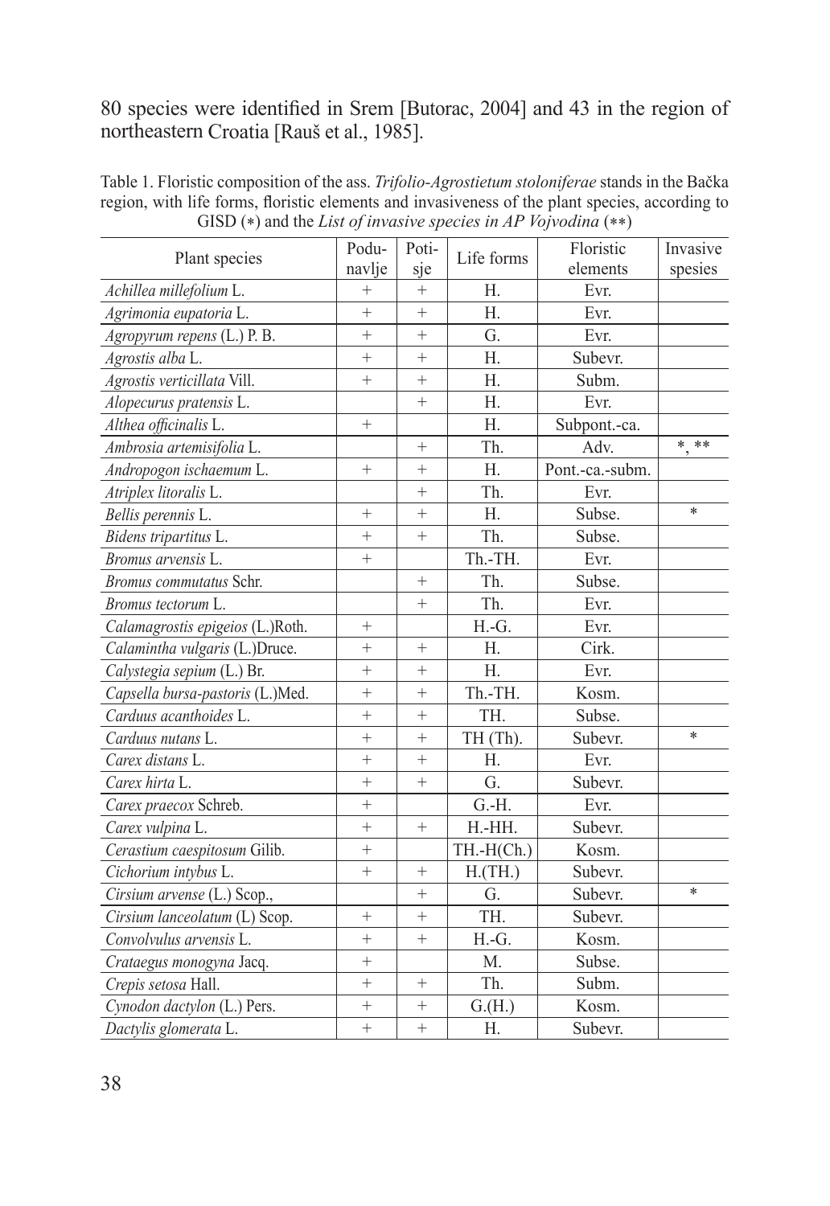80 species were identified in Srem [Butorac, 2004] and 43 in the region of northeastern Croatia [Rauš et al., 1985].

Table 1. Floristic composition of the ass. *Trifolio-Agrostietum stoloniferae* stands in the Bačka region, with life forms, floristic elements and invasiveness of the plant species, according to GISD (*) and the *List of invasive species in AP Vojvodina* (**)

| Plant species | Podu-navlje | Poti-sje | Life forms | Floristic elements | Invasive spesies |
|---|---|---|---|---|---|
| *Achillea millefolium* L. | + | + | H. | Evr. | |
| *Agrimonia eupatoria* L. | + | + | H. | Evr. | |
| *Agropyrum repens* (L.) P. B. | + | + | G. | Evr. | |
| *Agrostis alba* L. | + | + | H. | Subevr. | |
| *Agrostis verticillata* Vill. | + | + | H. | Subm. | |
| *Alopecurus pratensis* L. | | + | H. | Evr. | |
| *Althea officinalis* L. | + | | H. | Subpont.-ca. | |
| *Ambrosia artemisifolia* L. | | + | Th. | Adv. | *, ** |
| *Andropogon ischaemum* L. | + | + | H. | Pont.-ca.-subm. | |
| *Atriplex litoralis* L. | | + | Th. | Evr. | |
| *Bellis perennis* L. | + | + | H. | Subse. | * |
| *Bidens tripartitus* L. | + | + | Th. | Subse. | |
| *Bromus arvensis* L. | + | | Th.-TH. | Evr. | |
| *Bromus commutatus* Schr. | | + | Th. | Subse. | |
| *Bromus tectorum* L. | | + | Th. | Evr. | |
| *Calamagrostis epigeios* (L.)Roth. | + | | H.-G. | Evr. | |
| *Calamintha vulgaris* (L.)Druce. | + | + | H. | Cirk. | |
| *Calystegia sepium* (L.) Br. | + | + | H. | Evr. | |
| *Capsella bursa-pastoris* (L.)Med. | + | + | Th.-TH. | Kosm. | |
| *Carduus acanthoides* L. | + | + | TH. | Subse. | |
| *Carduus nutans* L. | + | + | TH (Th). | Subevr. | * |
| *Carex distans* L. | + | + | H. | Evr. | |
| *Carex hirta* L. | + | + | G. | Subevr. | |
| *Carex praecox* Schreb. | + | | G.-H. | Evr. | |
| *Carex vulpina* L. | + | + | H.-HH. | Subevr. | |
| *Cerastium caespitosum* Gilib. | + | | TH.-H(Ch.) | Kosm. | |
| *Cichorium intybus* L. | + | + | H.(TH.) | Subevr. | |
| *Cirsium arvense* (L.) Scop., | | + | G. | Subevr. | * |
| *Cirsium lanceolatum* (L) Scop. | + | + | TH. | Subevr. | |
| *Convolvulus arvensis* L. | + | + | H.-G. | Kosm. | |
| *Crataegus monogyna* Jacq. | + | | M. | Subse. | |
| *Crepis setosa* Hall. | + | + | Th. | Subm. | |
| *Cynodon dactylon* (L.) Pers. | + | + | G.(H.) | Kosm. | |
| *Dactylis glomerata* L. | + | + | H. | Subevr. | |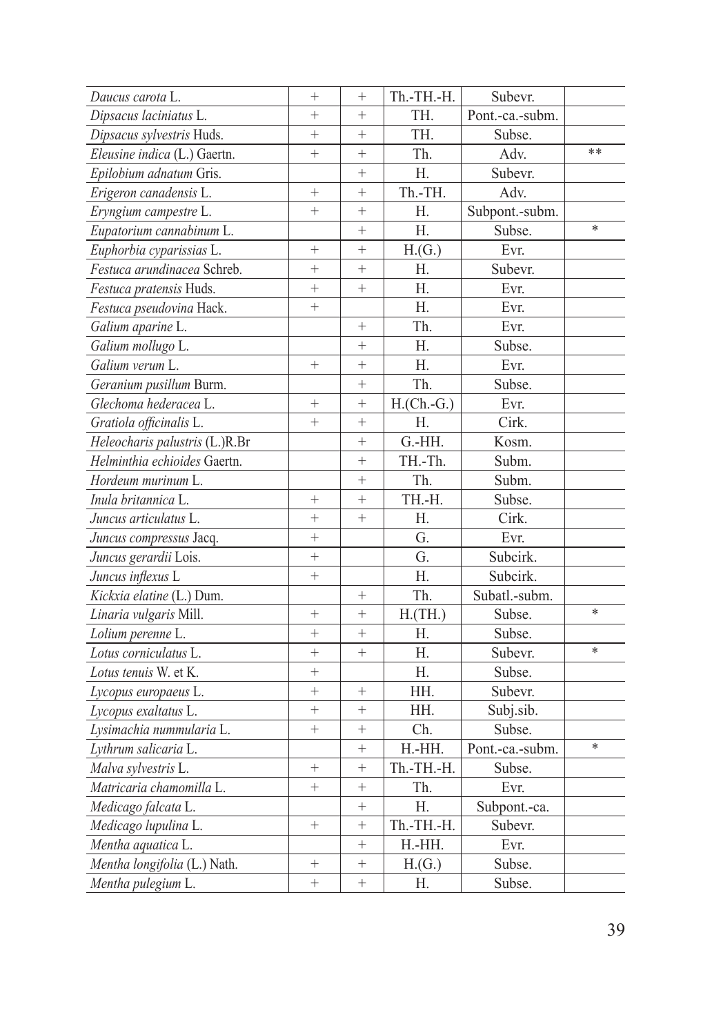| | | | | | |
|---|---|---|---|---|---|
| *Daucus carota* L. | + | + | Th.-TH.-H. | Subevr. | |
| *Dipsacus laciniatus* L. | + | + | TH. | Pont.-ca.-subm. | |
| *Dipsacus sylvestris* Huds. | + | + | TH. | Subse. | |
| *Eleusine indica* (L.) Gaertn. | + | + | Th. | Adv. | ** |
| *Epilobium adnatum* Gris. | | + | H. | Subevr. | |
| *Erigeron canadensis* L. | + | + | Th.-TH. | Adv. | |
| *Eryngium campestre* L. | + | + | H. | Subpont.-subm. | |
| *Eupatorium cannabinum* L. | | + | H. | Subse. | * |
| *Euphorbia cyparissias* L. | + | + | H.(G.) | Evr. | |
| *Festuca arundinacea* Schreb. | + | + | H. | Subevr. | |
| *Festuca pratensis* Huds. | + | + | H. | Evr. | |
| *Festuca pseudovina* Hack. | + | | H. | Evr. | |
| *Galium aparine* L. | | + | Th. | Evr. | |
| *Galium mollugo* L. | | + | H. | Subse. | |
| *Galium verum* L. | + | + | H. | Evr. | |
| *Geranium pusillum* Burm. | | + | Th. | Subse. | |
| *Glechoma hederacea* L. | + | + | H.(Ch.-G.) | Evr. | |
| *Gratiola officinalis* L. | + | + | H. | Cirk. | |
| *Heleocharis palustris* (L.)R.Br | | + | G.-HH. | Kosm. | |
| *Helminthia echioides* Gaertn. | | + | TH.-Th. | Subm. | |
| *Hordeum murinum* L. | | + | Th. | Subm. | |
| *Inula britannica* L. | + | + | TH.-H. | Subse. | |
| *Juncus articulatus* L. | + | + | H. | Cirk. | |
| *Juncus compressus* Jacq. | + | | G. | Evr. | |
| *Juncus gerardii* Lois. | + | | G. | Subcirk. | |
| *Juncus inflexus* L | + | | H. | Subcirk. | |
| *Kickxia elatine* (L.) Dum. | | + | Th. | Subatl.-subm. | |
| *Linaria vulgaris* Mill. | + | + | H.(TH.) | Subse. | * |
| *Lolium perenne* L. | + | + | H. | Subse. | |
| *Lotus corniculatus* L. | + | + | H. | Subevr. | * |
| *Lotus tenuis* W. et K. | + | | H. | Subse. | |
| *Lycopus europaeus* L. | + | + | HH. | Subevr. | |
| *Lycopus exaltatus* L. | + | + | HH. | Subj.sib. | |
| *Lysimachia nummularia* L. | + | + | Ch. | Subse. | |
| *Lythrum salicaria* L. | | + | H.-HH. | Pont.-ca.-subm. | * |
| *Malva sylvestris* L. | + | + | Th.-TH.-H. | Subse. | |
| *Matricaria chamomilla* L. | + | + | Th. | Evr. | |
| *Medicago falcata* L. | | + | H. | Subpont.-ca. | |
| *Medicago lupulina* L. | + | + | Th.-TH.-H. | Subevr. | |
| *Mentha aquatica* L. | | + | H.-HH. | Evr. | |
| *Mentha longifolia* (L.) Nath. | + | + | H.(G.) | Subse. | |
| *Mentha pulegium* L. | + | + | H. | Subse. | |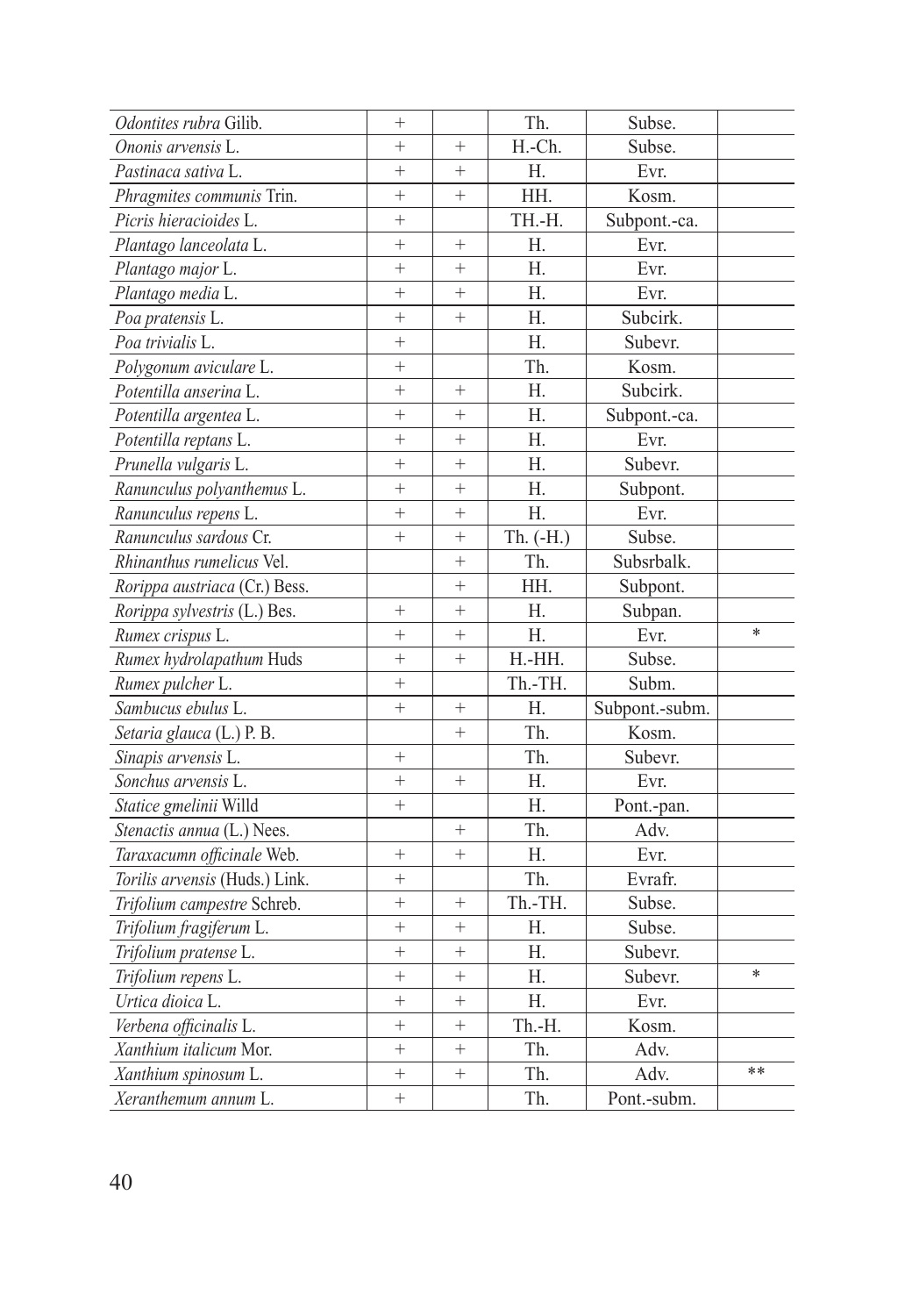| | | | | | |
|---|---|---|---|---|---|
| *Odontites rubra* Gilib. | + | | Th. | Subse. | |
| *Ononis arvensis* L. | + | + | H.-Ch. | Subse. | |
| *Pastinaca sativa* L. | + | + | H. | Evr. | |
| *Phragmites communis* Trin. | + | + | HH. | Kosm. | |
| *Picris hieracioides* L. | + | | TH.-H. | Subpont.-ca. | |
| *Plantago lanceolata* L. | + | + | H. | Evr. | |
| *Plantago major* L. | + | + | H. | Evr. | |
| *Plantago media* L. | + | + | H. | Evr. | |
| *Poa pratensis* L. | + | + | H. | Subcirk. | |
| *Poa trivialis* L. | + | | H. | Subevr. | |
| *Polygonum aviculare* L. | + | | Th. | Kosm. | |
| *Potentilla anserina* L. | + | + | H. | Subcirk. | |
| *Potentilla argentea* L. | + | + | H. | Subpont.-ca. | |
| *Potentilla reptans* L. | + | + | H. | Evr. | |
| *Prunella vulgaris* L. | + | + | H. | Subevr. | |
| *Ranunculus polyanthemus* L. | + | + | H. | Subpont. | |
| *Ranunculus repens* L. | + | + | H. | Evr. | |
| *Ranunculus sardous* Cr. | + | + | Th. (-H.) | Subse. | |
| *Rhinanthus rumelicus* Vel. | | + | Th. | Subsrbalk. | |
| *Rorippa austriaca* (Cr.) Bess. | | + | HH. | Subpont. | |
| *Rorippa sylvestris* (L.) Bes. | + | + | H. | Subpan. | |
| *Rumex crispus* L. | + | + | H. | Evr. | * |
| *Rumex hydrolapathum* Huds | + | + | H.-HH. | Subse. | |
| *Rumex pulcher* L. | + | | Th.-TH. | Subm. | |
| *Sambucus ebulus* L. | + | + | H. | Subpont.-subm. | |
| *Setaria glauca* (L.) P. B. | | + | Th. | Kosm. | |
| *Sinapis arvensis* L. | + | | Th. | Subevr. | |
| *Sonchus arvensis* L. | + | + | H. | Evr. | |
| *Statice gmelinii* Willd | + | | H. | Pont.-pan. | |
| *Stenactis annua* (L.) Nees. | | + | Th. | Adv. | |
| *Taraxacumn officinale* Web. | + | + | H. | Evr. | |
| *Torilis arvensis* (Huds.) Link. | + | | Th. | Evrafr. | |
| *Trifolium campestre* Schreb. | + | + | Th.-TH. | Subse. | |
| *Trifolium fragiferum* L. | + | + | H. | Subse. | |
| *Trifolium pratense* L. | + | + | H. | Subevr. | |
| *Trifolium repens* L. | + | + | H. | Subevr. | * |
| *Urtica dioica* L. | + | + | H. | Evr. | |
| *Verbena officinalis* L. | + | + | Th.-H. | Kosm. | |
| *Xanthium italicum* Mor. | + | + | Th. | Adv. | |
| *Xanthium spinosum* L. | + | + | Th. | Adv. | ** |
| *Xeranthemum annum* L. | + | | Th. | Pont.-subm. | |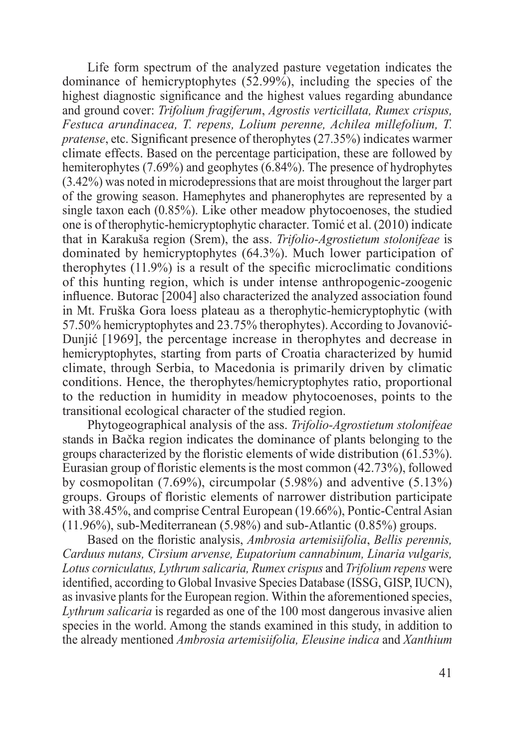Life form spectrum of the analyzed pasture vegetation indicates the dominance of hemicryptophytes (52.99%), including the species of the highest diagnostic significance and the highest values regarding abundance and ground cover: *Trifolium fragiferum*, *Agrostis verticillata, Rumex crispus, Festuca arundinacea, T. repens, Lolium perenne, Achilea millefolium, T. pratense*, etc. Significant presence of therophytes (27.35%) indicates warmer climate effects. Based on the percentage participation, these are followed by hemiterophytes (7.69%) and geophytes (6.84%). The presence of hydrophytes (3.42%) was noted in microdepressions that are moist throughout the larger part of the growing season. Hamephytes and phanerophytes are represented by a single taxon each (0.85%). Like other meadow phytocoenoses, the studied one is of therophytic-hemicryptophytic character. Tomić et al. (2010) indicate that in Karakuša region (Srem), the ass. *Trifolio-Agrostietum stolonifeae* is dominated by hemicryptophytes (64.3%). Much lower participation of therophytes (11.9%) is a result of the specific microclimatic conditions of this hunting region, which is under intense anthropogenic-zoogenic influence. Butorac [2004] also characterized the analyzed association found in Mt. Fruška Gora loess plateau as a therophytic-hemicryptophytic (with 57.50% hemicryptophytes and 23.75% therophytes). According to Jovanović-Dunjić [1969], the percentage increase in therophytes and decrease in hemicryptophytes, starting from parts of Croatia characterized by humid climate, through Serbia, to Macedonia is primarily driven by climatic conditions. Hence, the therophytes/hemicryptophytes ratio, proportional to the reduction in humidity in meadow phytocoenoses, points to the transitional ecological character of the studied region.

Phytogeographical analysis of the ass. *Trifolio-Agrostietum stolonifeae* stands in Bačka region indicates the dominance of plants belonging to the groups characterized by the floristic elements of wide distribution (61.53%). Eurasian group of floristic elements is the most common (42.73%), followed by cosmopolitan (7.69%), circumpolar (5.98%) and adventive (5.13%) groups. Groups of floristic elements of narrower distribution participate with 38.45%, and comprise Central European (19.66%), Pontic-Central Asian (11.96%), sub-Mediterranean (5.98%) and sub-Atlantic (0.85%) groups.

Based on the floristic analysis, *Ambrosia artemisiifolia*, *Bellis perennis, Carduus nutans, Cirsium arvense, Eupatorium cannabinum, Linaria vulgaris, Lotus corniculatus, Lythrum salicaria, Rumex crispus* and *Trifolium repens* were identified, according to Global Invasive Species Database (ISSG, GISP, IUCN), as invasive plants for the European region. Within the aforementioned species, *Lythrum salicaria* is regarded as one of the 100 most dangerous invasive alien species in the world. Among the stands examined in this study, in addition to the already mentioned *Ambrosia artemisiifolia, Eleusine indica* and *Xanthium*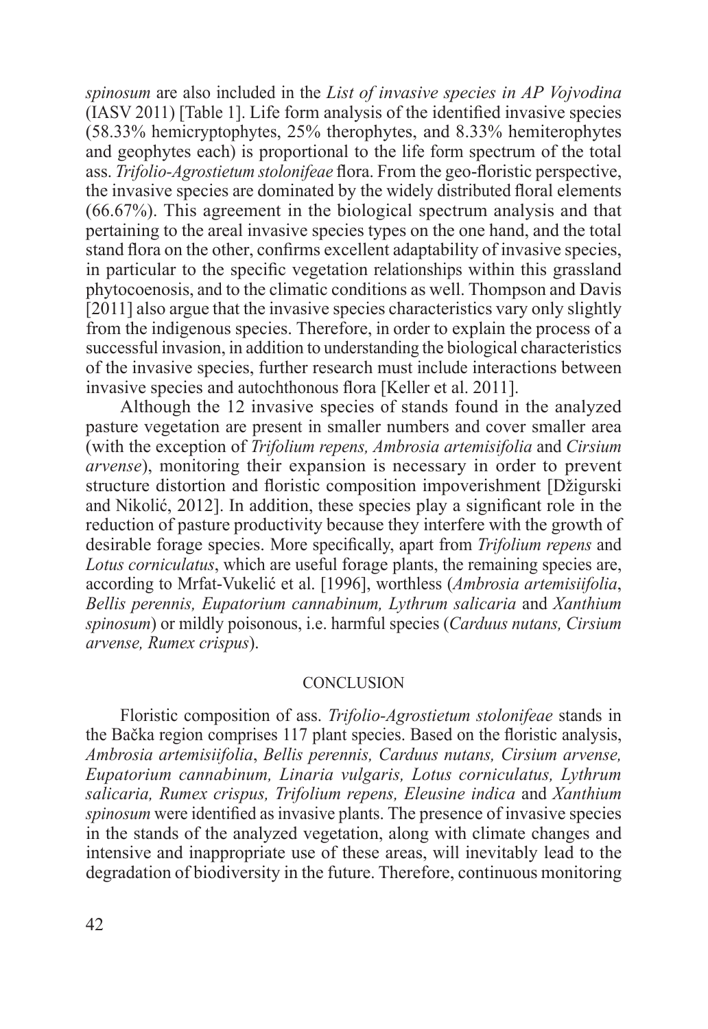*spinosum* are also included in the *List of invasive species in AP Vojvodina* (IASV 2011) [Table 1]. Life form analysis of the identified invasive species (58.33% hemicryptophytes, 25% therophytes, and 8.33% hemiterophytes and geophytes each) is proportional to the life form spectrum of the total ass. *Trifolio-Agrostietum stolonifeae* flora. From the geo-floristic perspective, the invasive species are dominated by the widely distributed floral elements (66.67%). This agreement in the biological spectrum analysis and that pertaining to the areal invasive species types on the one hand, and the total stand flora on the other, confirms excellent adaptability of invasive species, in particular to the specific vegetation relationships within this grassland phytocoenosis, and to the climatic conditions as well. Thompson and Davis [2011] also argue that the invasive species characteristics vary only slightly from the indigenous species. Therefore, in order to explain the process of a successful invasion, in addition to understanding the biological characteristics of the invasive species, further research must include interactions between invasive species and autochthonous flora [Keller et al. 2011].

Although the 12 invasive species of stands found in the analyzed pasture vegetation are present in smaller numbers and cover smaller area (with the exception of *Trifolium repens, Ambrosia artemisifolia* and *Cirsium arvense*), monitoring their expansion is necessary in order to prevent structure distortion and floristic composition impoverishment [Džigurski and Nikolić, 2012]. In addition, these species play a significant role in the reduction of pasture productivity because they interfere with the growth of desirable forage species. More specifically, apart from *Trifolium repens* and *Lotus corniculatus*, which are useful forage plants, the remaining species are, according to Mrfat-Vukelić et al. [1996], worthless (*Ambrosia artemisiifolia*, *Bellis perennis, Eupatorium cannabinum, Lythrum salicaria* and *Xanthium spinosum*) or mildly poisonous, i.e. harmful species (*Carduus nutans, Cirsium arvense, Rumex crispus*).

## CONCLUSION

Floristic composition of ass. *Trifolio-Agrostietum stolonifeae* stands in the Bačka region comprises 117 plant species. Based on the floristic analysis, *Ambrosia artemisiifolia*, *Bellis perennis, Carduus nutans, Cirsium arvense, Eupatorium cannabinum, Linaria vulgaris, Lotus corniculatus, Lythrum salicaria, Rumex crispus, Trifolium repens, Eleusine indica* and *Xanthium spinosum* were identified as invasive plants. The presence of invasive species in the stands of the analyzed vegetation, along with climate changes and intensive and inappropriate use of these areas, will inevitably lead to the degradation of biodiversity in the future. Therefore, continuous monitoring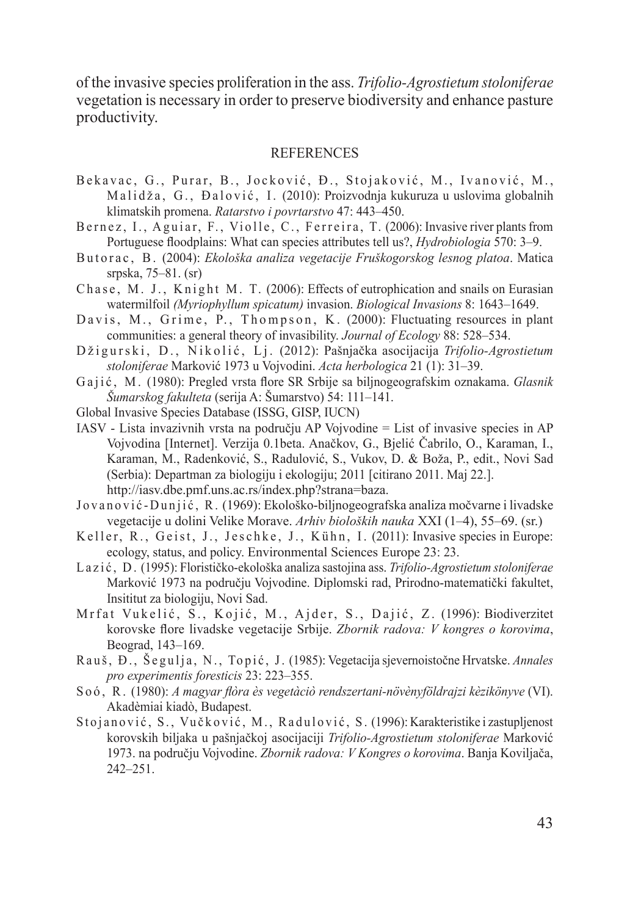of the invasive species proliferation in the ass. *Trifolio-Agrostietum stoloniferae* vegetation is necessary in order to preserve biodiversity and enhance pasture productivity.

## REFERENCES

Bekavac, G., Purar, B., Jocković, Đ., Stojaković, M., Ivanović, M., Malidža, G., Đalović, I. (2010): Proizvodnja kukuruza u uslovima globalnih klimatskih promena. *Ratarstvo i povrtarstvo* 47: 443–450.

Bernez, I., Aguiar, F., Violle, C., Ferreira, T. (2006): Invasive river plants from Portuguese floodplains: What can species attributes tell us?, *Hydrobiologia* 570: 3–9.

Butorac, B. (2004): *Ekološka analiza vegetacije Fruškogorskog lesnog platoa*. Matica srpska, 75–81. (sr)

Chase, M. J., Knight M. T. (2006): Effects of eutrophication and snails on Eurasian watermilfoil *(Myriophyllum spicatum)* invasion. *Biological Invasions* 8: 1643–1649.

Davis, M., Grime, P., Thompson, K. (2000): Fluctuating resources in plant communities: a general theory of invasibility. *Journal of Ecology* 88: 528–534.

Džigurski, D., Nikolić, Lj. (2012): Pašnjačka asocijacija *Trifolio-Agrostietum stoloniferae* Marković 1973 u Vojvodini. *Acta herbologica* 21 (1): 31–39.

Gajić, M. (1980): Pregled vrsta flore SR Srbije sa biljnogeografskim oznakama. *Glasnik Šumarskog fakulteta* (serija A: Šumarstvo) 54: 111–141.

Global Invasive Species Database (ISSG, GISP, IUCN)

IASV - Lista invazivnih vrsta na području AP Vojvodine = List of invasive species in AP Vojvodina [Internet]. Verzija 0.1beta. Anačkov, G., Bjelić Čabrilo, O., Karaman, I., Karaman, M., Radenković, S., Radulović, S., Vukov, D. & Boža, P., edit., Novi Sad (Serbia): Departman za biologiju i ekologiju; 2011 [citirano 2011. Maj 22.]. http://iasv.dbe.pmf.uns.ac.rs/index.php?strana=baza.

Jovanović-Dunjić, R. (1969): Ekološko-biljnogeografska analiza močvarne i livadske vegetacije u dolini Velike Morave. *Arhiv bioloških nauka* XXI (1–4), 55–69. (sr.)

Keller, R., Geist, J., Jeschke, J., Kühn, I. (2011): Invasive species in Europe: ecology, status, and policy. Environmental Sciences Europe 23: 23.

Lazić, D. (1995): Florističko-ekološka analiza sastojina ass. *Trifolio-Agrostietum stoloniferae* Marković 1973 na području Vojvodine. Diplomski rad, Prirodno-matematički fakultet, Insititut za biologiju, Novi Sad.

Mrfat Vukelić, S., Kojić, M., Ajder, S., Dajić, Z. (1996): Biodiverzitet korovske flore livadske vegetacije Srbije. *Zbornik radova: V kongres o korovima*, Beograd, 143–169.

Rauš, Đ., Šegulja, N., Topić, J. (1985): Vegetacija sjevernoistočne Hrvatske. *Annales pro experimentis foresticis* 23: 223–355.

Soó, R. (1980): *A magyar flòra ès vegetàciò rendszertani-növènyföldrajzi kèzikönyve* (VI). Akadèmiai kiadò, Budapest.

Stojanović, S., Vučković, M., Radulović, S. (1996): Karakteristike i zastupljenost korovskih biljaka u pašnjačkoj asocijaciji *Trifolio-Agrostietum stoloniferae* Marković 1973. na području Vojvodine. *Zbornik radova: V Kongres o korovima*. Banja Koviljača, 242–251.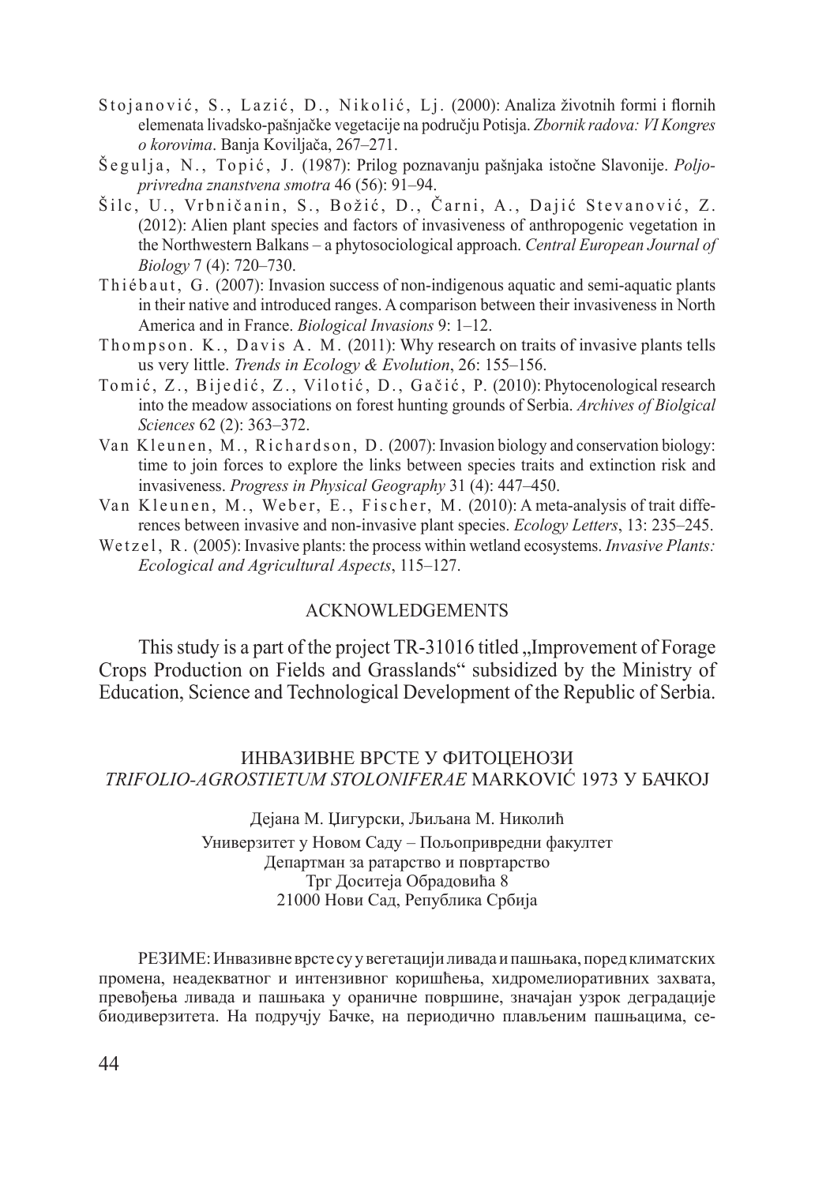Stojanović, S., Lazić, D., Nikolić, Lj. (2000): Analiza životnih formi i flornih elemenata livadsko-pašnjačke vegetacije na području Potisja. *Zbornik radova: VI Kongres o korovima*. Banja Koviljača, 267–271.

Šegulja, N., Topić, J. (1987): Prilog poznavanju pašnjaka istočne Slavonije. *Poljoprivredna znanstvena smotra* 46 (56): 91–94.

Šilc, U., Vrbničanin, S., Božić, D., Čarni, A., Dajić Stevanović, Z. (2012): Alien plant species and factors of invasiveness of anthropogenic vegetation in the Northwestern Balkans – a phytosociological approach. *Central European Journal of Biology* 7 (4): 720–730.

Thiébaut, G. (2007): Invasion success of non-indigenous aquatic and semi-aquatic plants in their native and introduced ranges. A comparison between their invasiveness in North America and in France. *Biological Invasions* 9: 1–12.

Thompson. K., Davis A. M. (2011): Why research on traits of invasive plants tells us very little. *Trends in Ecology & Evolution*, 26: 155–156.

Tomić, Z., Bijedić, Z., Vilotić, D., Gačić, P. (2010): Phytocenological research into the meadow associations on forest hunting grounds of Serbia. *Archives of Biolgical Sciences* 62 (2): 363–372.

Van Kleunen, M., Richardson, D. (2007): Invasion biology and conservation biology: time to join forces to explore the links between species traits and extinction risk and invasiveness. *Progress in Physical Geography* 31 (4): 447–450.

Van Kleunen, M., Weber, E., Fischer, M. (2010): A meta-analysis of trait differences between invasive and non-invasive plant species. *Ecology Letters*, 13: 235–245.

Wetzel, R. (2005): Invasive plants: the process within wetland ecosystems. *Invasive Plants: Ecological and Agricultural Aspects*, 115–127.

## ACKNOWLEDGEMENTS

This study is a part of the project TR-31016 titled „Improvement of Forage Crops Production on Fields and Grasslands" subsidized by the Ministry of Education, Science and Technological Development of the Republic of Serbia.

## ИНВАЗИВНЕ ВРСТЕ У ФИТОЦЕНОЗИ *TRIFOLIO-AGROSTIETUM STOLONIFERAE* MARKOVIĆ 1973 У БАЧКОЈ

Дејана М. Цигурски, Љиљана М. Николић

Универзитет у Новом Саду – Пољопривредни факултет
Департман за ратарство и повртарство
Трг Доситеја Обрадовића 8
21000 Нови Сад, Република Србија

РЕЗИМЕ: Инвазивне врсте су у вегетацији ливада и пашњака, поред климатских промена, неадекватног и интензивног коришћења, хидромелиоративних захвата, превођења ливада и пашњака у ораничне површине, значајан узрок деградације биодиверзитета. На подручју Бачке, на периодично плављеним пашњацима, се-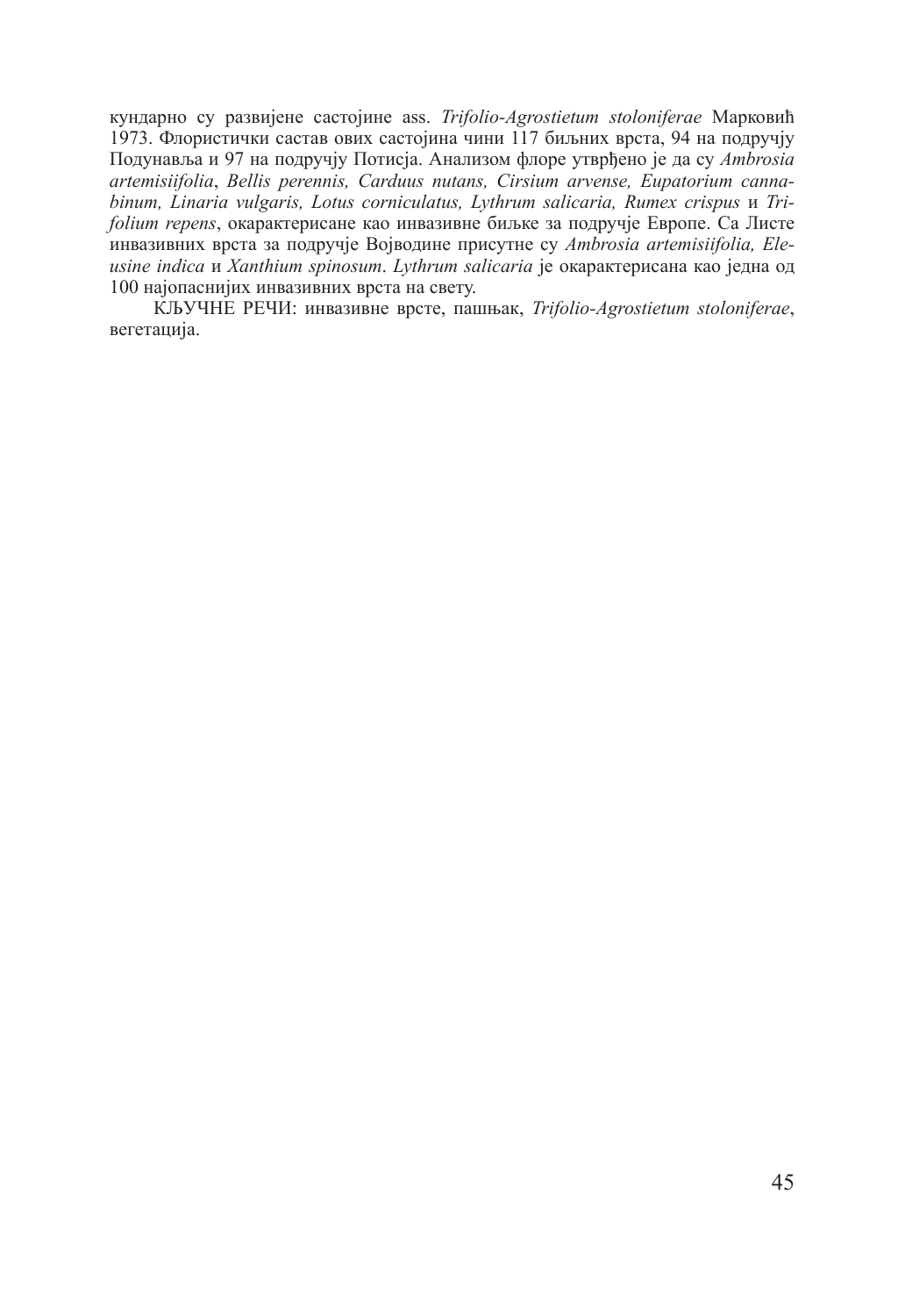кундарно су развијене састојине ass. *Trifolio-Agrostietum stoloniferae* Марковић 1973. Флористички састав ових састојина чини 117 биљних врста, 94 на подручју Подунавља и 97 на подручју Потисја. Анализом флоре утврђено је да су *Ambrosia artemisiifolia*, *Bellis perennis, Carduus nutans, Cirsium arvense, Eupatorium cannabinum, Linaria vulgaris, Lotus corniculatus, Lythrum salicaria, Rumex crispus* и *Trifolium repens*, окарактерисане као инвазивне биљке за подручје Европе. Са Листе инвазивних врста за подручје Војводине присутне су *Ambrosia artemisiifolia, Eleusine indica* и *Xanthium spinosum*. *Lythrum salicaria* је окарактерисана као једна од 100 најопаснијих инвазивних врста на свету.

КЉУЧНЕ РЕЧИ: инвазивне врсте, пашњак, *Trifolio-Agrostietum stoloniferae*, вегетација.